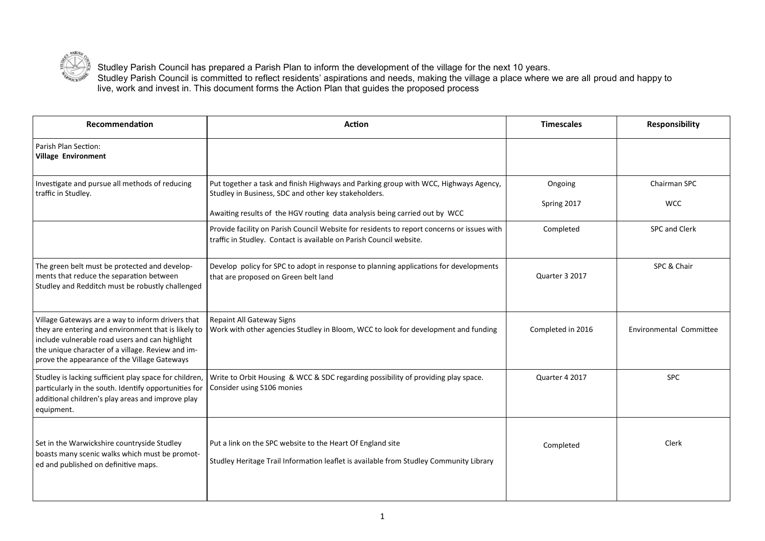Studley Parish Council has prepared a Parish Plan to inform the development of the village for the next 10 years.
Studley Parish Council is committed to reflect residents' aspirations and needs, making the village a place where we are all proud and happy to live, work and invest in. This document forms the Action Plan that guides the proposed process

| Recommendation | Action | Timescales | Responsibility |
|---|---|---|---|
| Parish Plan Section: **Village Environment** | | | |
| Investigate and pursue all methods of reducing traffic in Studley. | Put together a task and finish Highways and Parking group with WCC, Highways Agency, Studley in Business, SDC and other key stakeholders.<br><br>Awaiting results of the HGV routing data analysis being carried out by WCC | Ongoing<br><br>Spring 2017 | Chairman SPC<br><br>WCC |
| | Provide facility on Parish Council Website for residents to report concerns or issues with traffic in Studley. Contact is available on Parish Council website. | Completed | SPC and Clerk |
| The green belt must be protected and developments that reduce the separation between Studley and Redditch must be robustly challenged | Develop policy for SPC to adopt in response to planning applications for developments that are proposed on Green belt land | Quarter 3 2017 | SPC & Chair |
| Village Gateways are a way to inform drivers that they are entering and environment that is likely to include vulnerable road users and can highlight the unique character of a village. Review and improve the appearance of the Village Gateways | Repaint All Gateway Signs<br>Work with other agencies Studley in Bloom, WCC to look for development and funding | Completed in 2016 | Environmental Committee |
| Studley is lacking sufficient play space for children, particularly in the south. Identify opportunities for additional children's play areas and improve play equipment. | Write to Orbit Housing & WCC & SDC regarding possibility of providing play space. Consider using S106 monies | Quarter 4 2017 | SPC |
| Set in the Warwickshire countryside Studley boasts many scenic walks which must be promoted and published on definitive maps. | Put a link on the SPC website to the Heart Of England site<br><br>Studley Heritage Trail Information leaflet is available from Studley Community Library | Completed | Clerk |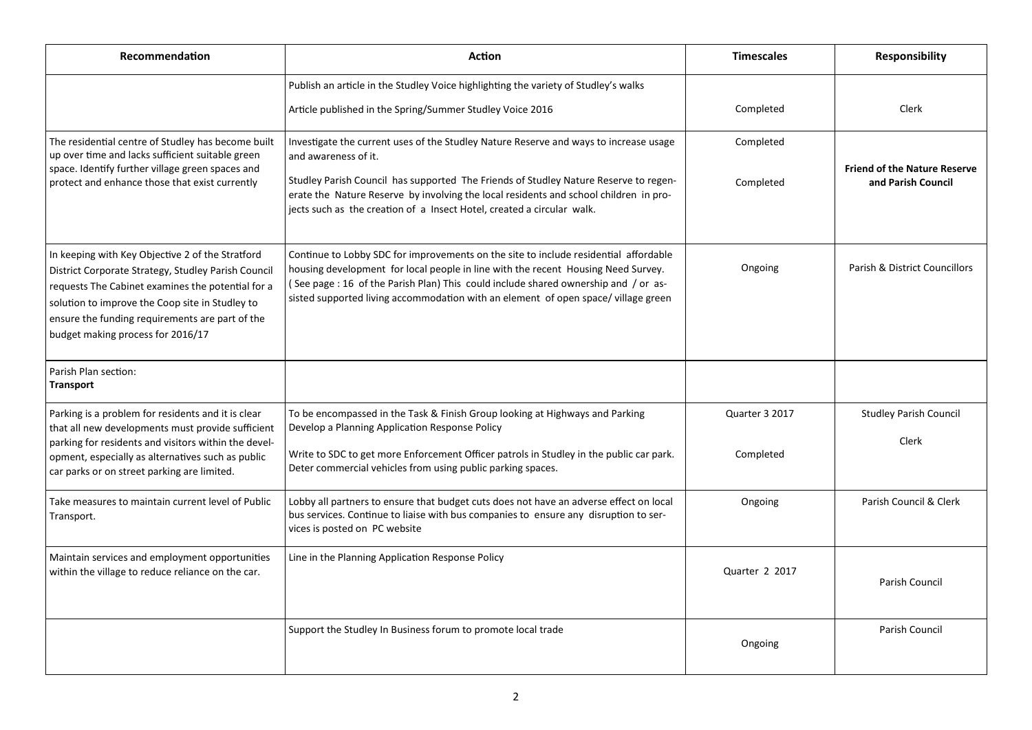| Recommendation | Action | Timescales | Responsibility |
|---|---|---|---|
| | Publish an article in the Studley Voice highlighting the variety of Studley's walks<br><br>Article published in the Spring/Summer Studley Voice 2016 | Completed | Clerk |
| The residential centre of Studley has become built up over time and lacks sufficient suitable green space. Identify further village green spaces and protect and enhance those that exist currently | Investigate the current uses of the Studley Nature Reserve and ways to increase usage and awareness of it.<br><br>Studley Parish Council has supported The Friends of Studley Nature Reserve to regenerate the Nature Reserve by involving the local residents and school children in projects such as the creation of a Insect Hotel, created a circular walk. | Completed<br><br>Completed | **Friend of the Nature Reserve and Parish Council** |
| In keeping with Key Objective 2 of the Stratford District Corporate Strategy, Studley Parish Council requests The Cabinet examines the potential for a solution to improve the Coop site in Studley to ensure the funding requirements are part of the budget making process for 2016/17 | Continue to Lobby SDC for improvements on the site to include residential affordable housing development for local people in line with the recent Housing Need Survey. ( See page : 16 of the Parish Plan) This could include shared ownership and / or assisted supported living accommodation with an element of open space/ village green | Ongoing | Parish & District Councillors |
| Parish Plan section:<br>**Transport** | | | |
| Parking is a problem for residents and it is clear that all new developments must provide sufficient parking for residents and visitors within the development, especially as alternatives such as public car parks or on street parking are limited. | To be encompassed in the Task & Finish Group looking at Highways and Parking<br>Develop a Planning Application Response Policy<br><br>Write to SDC to get more Enforcement Officer patrols in Studley in the public car park. Deter commercial vehicles from using public parking spaces. | Quarter 3 2017<br><br>Completed | Studley Parish Council<br><br>Clerk |
| Take measures to maintain current level of Public Transport. | Lobby all partners to ensure that budget cuts does not have an adverse effect on local bus services. Continue to liaise with bus companies to ensure any disruption to services is posted on PC website | Ongoing | Parish Council & Clerk |
| Maintain services and employment opportunities within the village to reduce reliance on the car. | Line in the Planning Application Response Policy | Quarter 2 2017 | Parish Council |
| | Support the Studley In Business forum to promote local trade | Ongoing | Parish Council |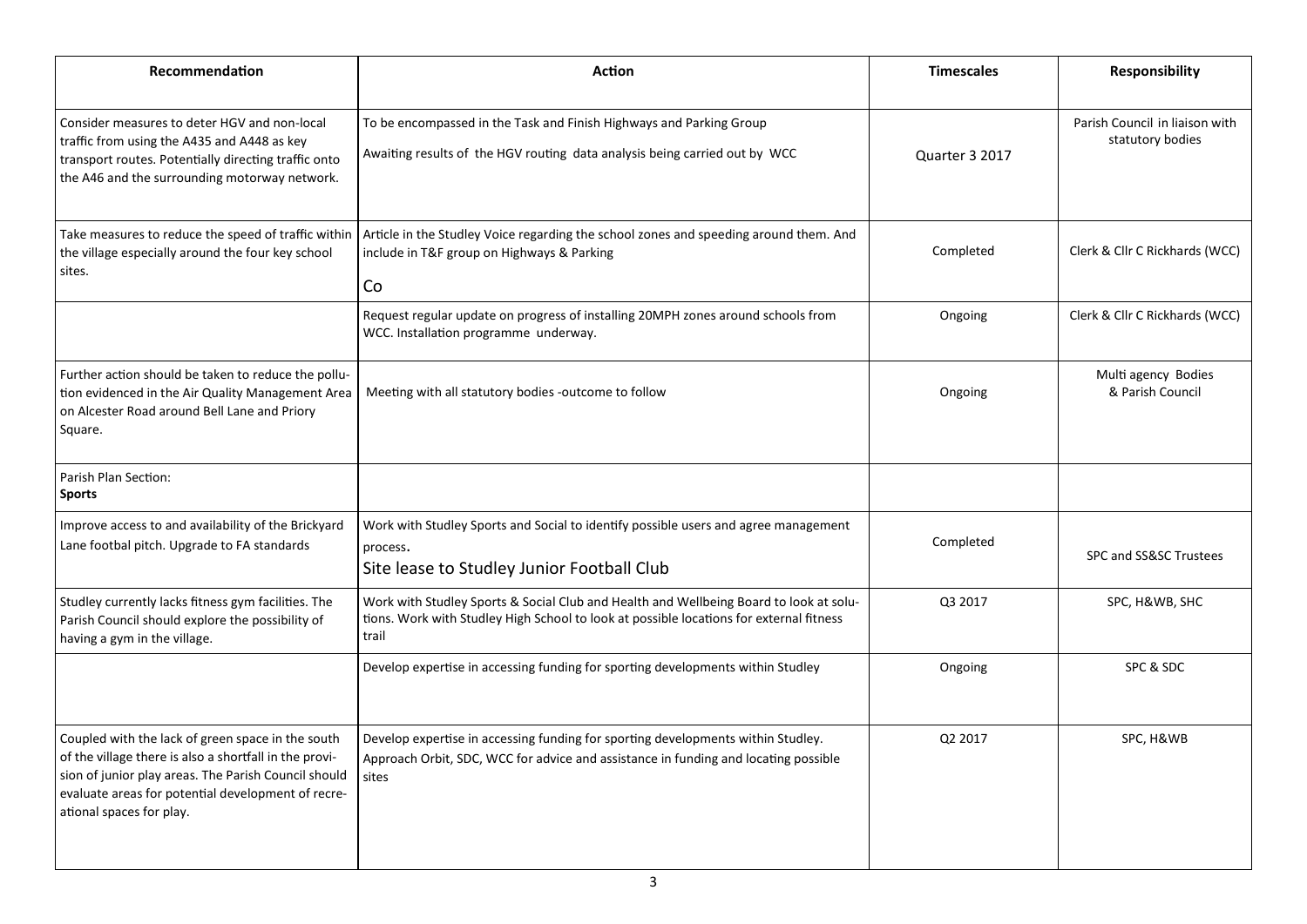| Recommendation | Action | Timescales | Responsibility |
|---|---|---|---|
| Consider measures to deter HGV and non-local traffic from using the A435 and A448 as key transport routes. Potentially directing traffic onto the A46 and the surrounding motorway network. | To be encompassed in the Task and Finish Highways and Parking Group<br><br>Awaiting results of the HGV routing data analysis being carried out by WCC | Quarter 3 2017 | Parish Council in liaison with statutory bodies |
| Take measures to reduce the speed of traffic within the village especially around the four key school sites. | Article in the Studley Voice regarding the school zones and speeding around them. And include in T&F group on Highways & Parking<br><br>Co | Completed | Clerk & Cllr C Rickhards (WCC) |
| | Request regular update on progress of installing 20MPH zones around schools from WCC. Installation programme underway. | Ongoing | Clerk & Cllr C Rickhards (WCC) |
| Further action should be taken to reduce the pollution evidenced in the Air Quality Management Area on Alcester Road around Bell Lane and Priory Square. | Meeting with all statutory bodies -outcome to follow | Ongoing | Multi agency Bodies & Parish Council |
| Parish Plan Section: **Sports** | | | |
| Improve access to and availability of the Brickyard Lane footbal pitch. Upgrade to FA standards | Work with Studley Sports and Social to identify possible users and agree management process.<br>Site lease to Studley Junior Football Club | Completed | SPC and SS&SC Trustees |
| Studley currently lacks fitness gym facilities. The Parish Council should explore the possibility of having a gym in the village. | Work with Studley Sports & Social Club and Health and Wellbeing Board to look at solutions. Work with Studley High School to look at possible locations for external fitness trail | Q3 2017 | SPC, H&WB, SHC |
| | Develop expertise in accessing funding for sporting developments within Studley | Ongoing | SPC & SDC |
| Coupled with the lack of green space in the south of the village there is also a shortfall in the provision of junior play areas. The Parish Council should evaluate areas for potential development of recreational spaces for play. | Develop expertise in accessing funding for sporting developments within Studley.<br>Approach Orbit, SDC, WCC for advice and assistance in funding and locating possible sites | Q2 2017 | SPC, H&WB |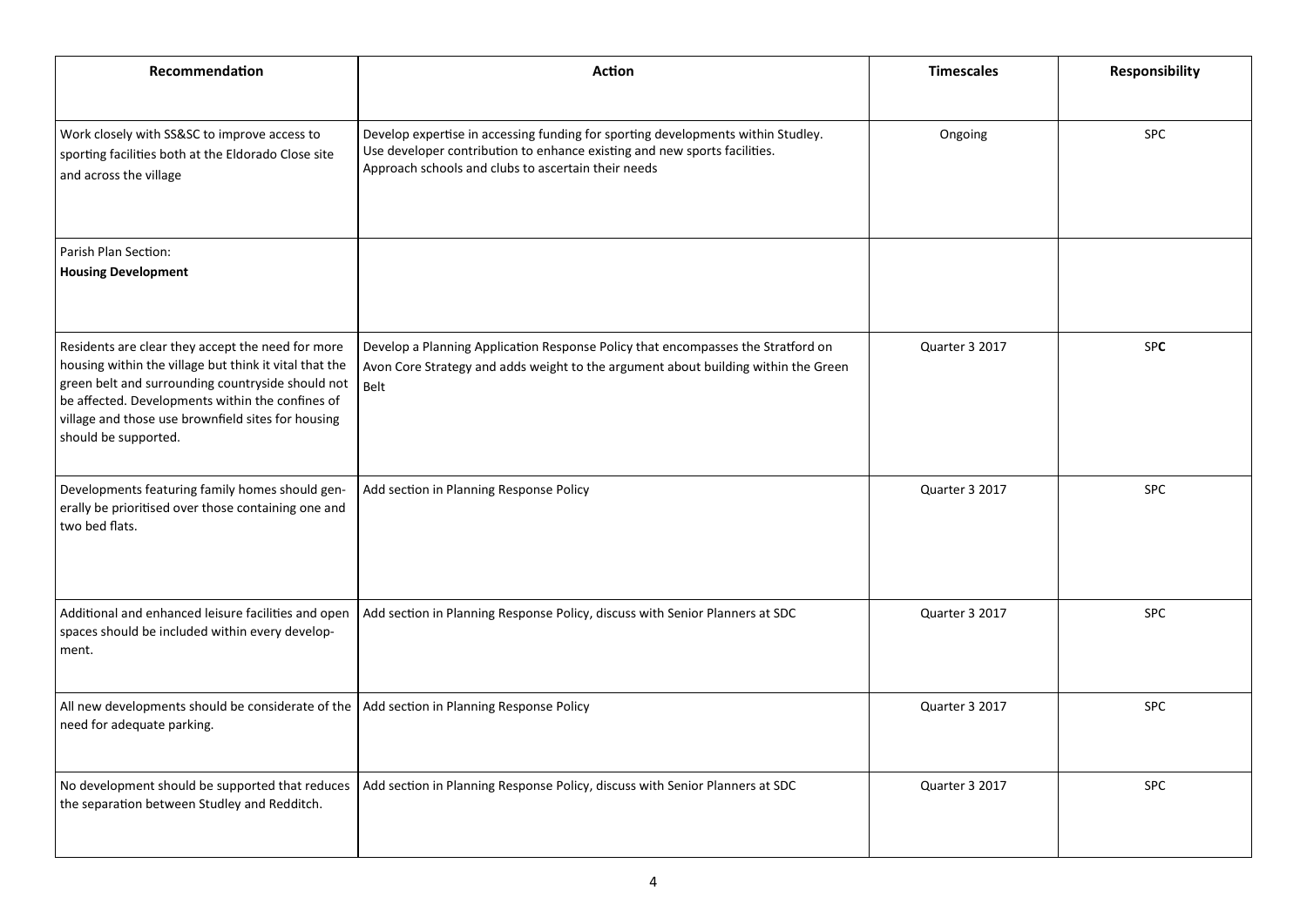| Recommendation | Action | Timescales | Responsibility |
| --- | --- | --- | --- |
| Work closely with SS&SC to improve access to sporting facilities both at the Eldorado Close site and across the village | Develop expertise in accessing funding for sporting developments within Studley. Use developer contribution to enhance existing and new sports facilities. Approach schools and clubs to ascertain their needs | Ongoing | SPC |
| Parish Plan Section: **Housing Development** | | | |
| Residents are clear they accept the need for more housing within the village but think it vital that the green belt and surrounding countryside should not be affected. Developments within the confines of village and those use brownfield sites for housing should be supported. | Develop a Planning Application Response Policy that encompasses the Stratford on Avon Core Strategy and adds weight to the argument about building within the Green Belt | Quarter 3 2017 | SP**C** |
| Developments featuring family homes should generally be prioritised over those containing one and two bed flats. | Add section in Planning Response Policy | Quarter 3 2017 | SPC |
| Additional and enhanced leisure facilities and open spaces should be included within every development. | Add section in Planning Response Policy, discuss with Senior Planners at SDC | Quarter 3 2017 | SPC |
| All new developments should be considerate of the need for adequate parking. | Add section in Planning Response Policy | Quarter 3 2017 | SPC |
| No development should be supported that reduces the separation between Studley and Redditch. | Add section in Planning Response Policy, discuss with Senior Planners at SDC | Quarter 3 2017 | SPC |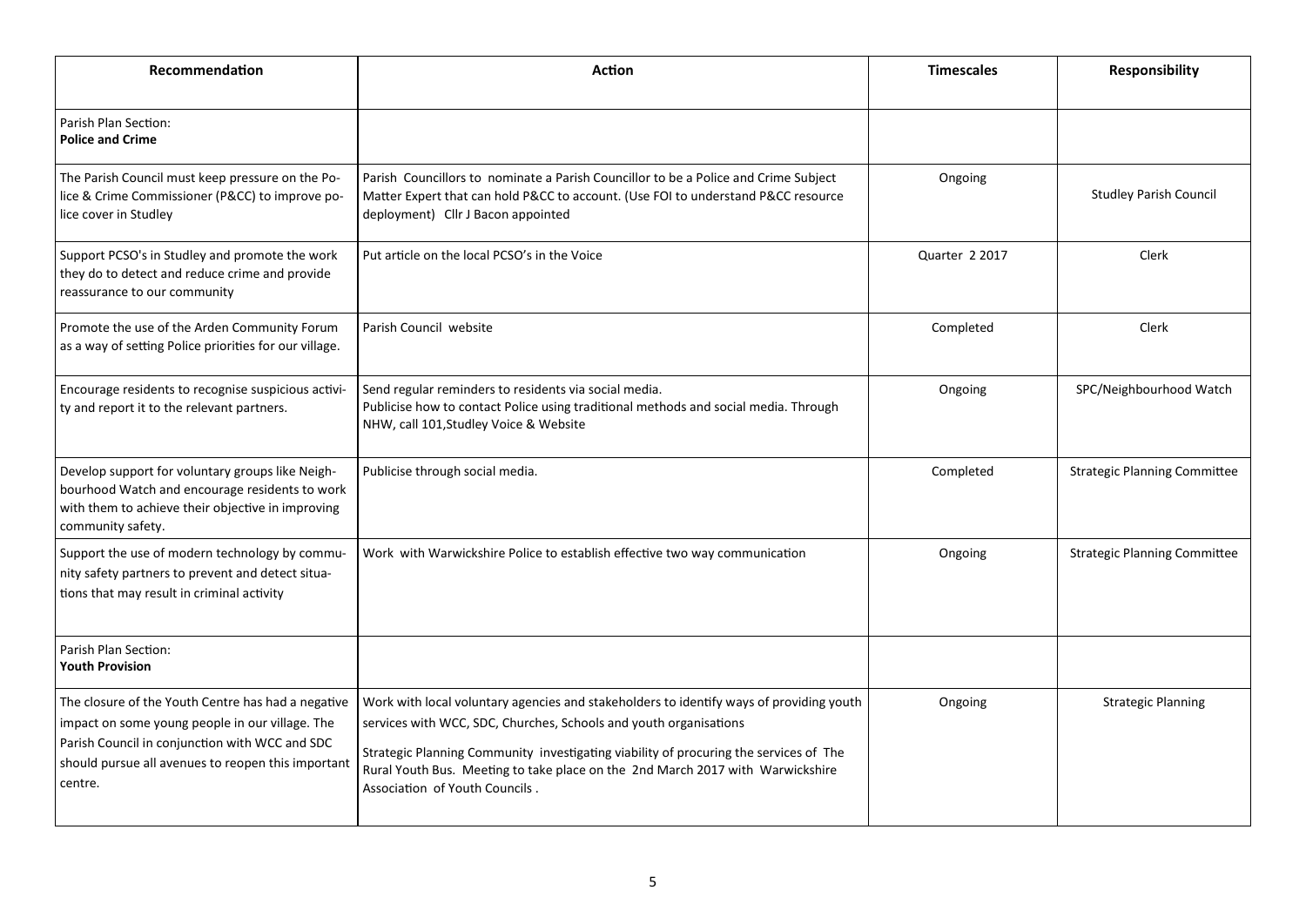| Recommendation | Action | Timescales | Responsibility |
|---|---|---|---|
| Parish Plan Section: **Police and Crime** | | | |
| The Parish Council must keep pressure on the Police & Crime Commissioner (P&CC) to improve police cover in Studley | Parish Councillors to nominate a Parish Councillor to be a Police and Crime Subject Matter Expert that can hold P&CC to account. (Use FOI to understand P&CC resource deployment) Cllr J Bacon appointed | Ongoing | Studley Parish Council |
| Support PCSO's in Studley and promote the work they do to detect and reduce crime and provide reassurance to our community | Put article on the local PCSO's in the Voice | Quarter 2 2017 | Clerk |
| Promote the use of the Arden Community Forum as a way of setting Police priorities for our village. | Parish Council website | Completed | Clerk |
| Encourage residents to recognise suspicious activity and report it to the relevant partners. | Send regular reminders to residents via social media. Publicise how to contact Police using traditional methods and social media. Through NHW, call 101,Studley Voice & Website | Ongoing | SPC/Neighbourhood Watch |
| Develop support for voluntary groups like Neighbourhood Watch and encourage residents to work with them to achieve their objective in improving community safety. | Publicise through social media. | Completed | Strategic Planning Committee |
| Support the use of modern technology by community safety partners to prevent and detect situations that may result in criminal activity | Work with Warwickshire Police to establish effective two way communication | Ongoing | Strategic Planning Committee |
| Parish Plan Section: **Youth Provision** | | | |
| The closure of the Youth Centre has had a negative impact on some young people in our village. The Parish Council in conjunction with WCC and SDC should pursue all avenues to reopen this important centre. | Work with local voluntary agencies and stakeholders to identify ways of providing youth services with WCC, SDC, Churches, Schools and youth organisations<br><br>Strategic Planning Community investigating viability of procuring the services of The Rural Youth Bus. Meeting to take place on the 2nd March 2017 with Warwickshire Association of Youth Councils . | Ongoing | Strategic Planning |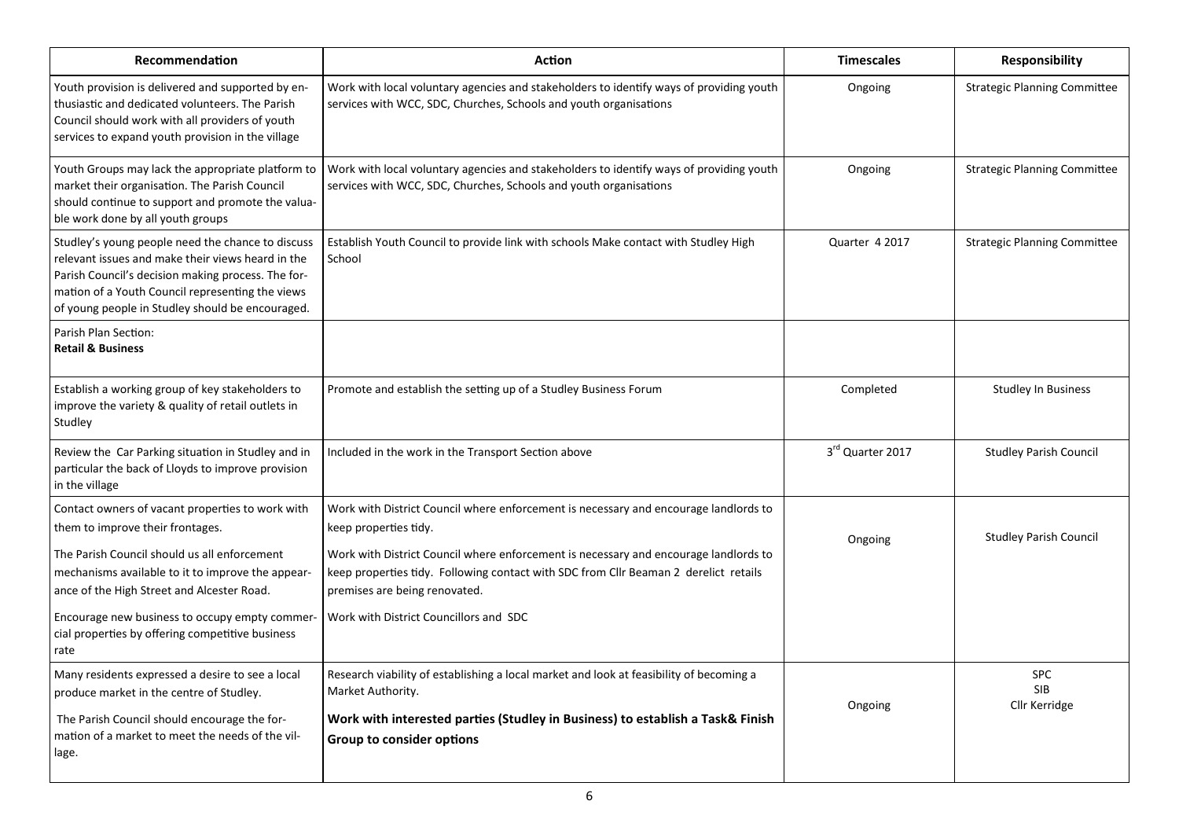| Recommendation | Action | Timescales | Responsibility |
|---|---|---|---|
| Youth provision is delivered and supported by enthusiastic and dedicated volunteers. The Parish Council should work with all providers of youth services to expand youth provision in the village | Work with local voluntary agencies and stakeholders to identify ways of providing youth services with WCC, SDC, Churches, Schools and youth organisations | Ongoing | Strategic Planning Committee |
| Youth Groups may lack the appropriate platform to market their organisation. The Parish Council should continue to support and promote the valuable work done by all youth groups | Work with local voluntary agencies and stakeholders to identify ways of providing youth services with WCC, SDC, Churches, Schools and youth organisations | Ongoing | Strategic Planning Committee |
| Studley's young people need the chance to discuss relevant issues and make their views heard in the Parish Council's decision making process. The formation of a Youth Council representing the views of young people in Studley should be encouraged. | Establish Youth Council to provide link with schools Make contact with Studley High School | Quarter 4 2017 | Strategic Planning Committee |
| Parish Plan Section: **Retail & Business** | | | |
| Establish a working group of key stakeholders to improve the variety & quality of retail outlets in Studley | Promote and establish the setting up of a Studley Business Forum | Completed | Studley In Business |
| Review the Car Parking situation in Studley and in particular the back of Lloyds to improve provision in the village | Included in the work in the Transport Section above | 3rd Quarter 2017 | Studley Parish Council |
| Contact owners of vacant properties to work with them to improve their frontages.<br><br>The Parish Council should us all enforcement mechanisms available to it to improve the appearance of the High Street and Alcester Road.<br><br>Encourage new business to occupy empty commercial properties by offering competitive business rate | Work with District Council where enforcement is necessary and encourage landlords to keep properties tidy.<br><br>Work with District Council where enforcement is necessary and encourage landlords to keep properties tidy. Following contact with SDC from Cllr Beaman 2 derelict retails premises are being renovated.<br><br>Work with District Councillors and SDC | Ongoing | Studley Parish Council |
| Many residents expressed a desire to see a local produce market in the centre of Studley.<br><br>The Parish Council should encourage the formation of a market to meet the needs of the village. | Research viability of establishing a local market and look at feasibility of becoming a Market Authority.<br><br>**Work with interested parties (Studley in Business) to establish a Task& Finish Group to consider options** | Ongoing | SPC<br>SIB<br>Cllr Kerridge |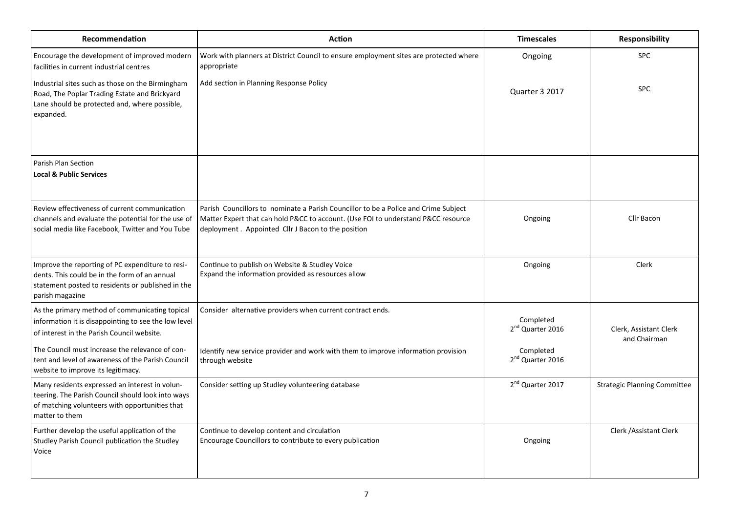| Recommendation | Action | Timescales | Responsibility |
|---|---|---|---|
| Encourage the development of improved modern facilities in current industrial centres | Work with planners at District Council to ensure employment sites are protected where appropriate | Ongoing | SPC |
| Industrial sites such as those on the Birmingham Road, The Poplar Trading Estate and Brickyard Lane should be protected and, where possible, expanded. | Add section in Planning Response Policy | Quarter 3 2017 | SPC |
| Parish Plan Section **Local & Public Services** | | | |
| Review effectiveness of current communication channels and evaluate the potential for the use of social media like Facebook, Twitter and You Tube | Parish Councillors to nominate a Parish Councillor to be a Police and Crime Subject Matter Expert that can hold P&CC to account. (Use FOI to understand P&CC resource deployment . Appointed Cllr J Bacon to the position | Ongoing | Cllr Bacon |
| Improve the reporting of PC expenditure to residents. This could be in the form of an annual statement posted to residents or published in the parish magazine | Continue to publish on Website & Studley Voice<br>Expand the information provided as resources allow | Ongoing | Clerk |
| As the primary method of communicating topical information it is disappointing to see the low level of interest in the Parish Council website. | Consider alternative providers when current contract ends. | Completed 2nd Quarter 2016 | Clerk, Assistant Clerk and Chairman |
| The Council must increase the relevance of content and level of awareness of the Parish Council website to improve its legitimacy. | Identify new service provider and work with them to improve information provision through website | Completed 2nd Quarter 2016 | |
| Many residents expressed an interest in volunteering. The Parish Council should look into ways of matching volunteers with opportunities that matter to them | Consider setting up Studley volunteering database | 2nd Quarter 2017 | Strategic Planning Committee |
| Further develop the useful application of the Studley Parish Council publication the Studley Voice | Continue to develop content and circulation<br>Encourage Councillors to contribute to every publication | Ongoing | Clerk /Assistant Clerk |